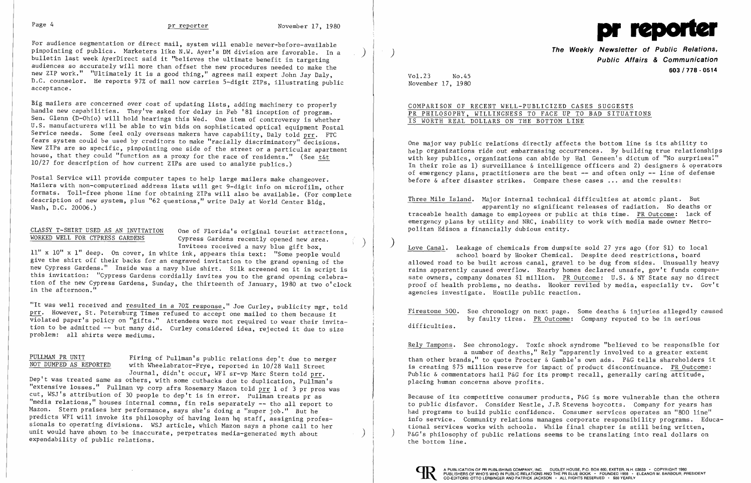For audience segmentation or direct mail, system will enable never-before-available pinpointing of publics. Marketers like N.W. Ayer's DM division are favorable. In a bulletin last week AyerDirect said it "believes the ultimate benefit in targeting audiences so accurately will more than offset the new procedures needed to make the new ZIP work." "Ultimately it is a good thing," agrees mail expert John Jay Daly, D.C. counselor. He reports 97% of mail now carries 5-digit ZIPs, illustrating public acceptance.

Big mailers are concerned over cost of updating lists, adding machinery to properly handle new capabilities. They've asked for delay in Feb '81 inception of program. Sen. Glenn (D-Ohio) will hold hearings this Wed. One item of controversy is whether U.S. manufacturers will be able to win bids on sophisticated optical equipment Postal Service needs. Some feel only overseas makers have capability, Daly told prr. FTC fears system could be used by creditors to make "racially discriminatory" decisions. New ZIPs are so specific, pinpointing one side of the street or a particular apartment house, that they could "function as a proxy for the race of residents." (See t&t 10/27 for description of how current ZIPs are used to analyze publics.)

Postal Service will provide computer tapes to help large mailers make changeover. Mailers with non-computerized address lists will get 9-digit info on microfilm, other formats. Toll-free phone line for obtaining ZIPs will also be available. (For complete description of new system, plus "62 questions," write Daly at World Center Bldg, Wash, D.C. 20006.)

**CLASSY T-SHIRT USED AS AN INVITATION WORKED WELL FOR CYPRESS GARDENS**

One of Florida's original tourist attractions, Cypress Gardens recently opened new area. Invitees received a navy blue gift box, 11" x 10" x 1" deep. On cover, in white ink, appears this text: "Some people would give the shirt off their backs for an engraved invitation to the grand opening of the new Cypress Gardens." Inside was a navy blue shirt. Silk screened on it in script is this invitation: "Cypress Gardens cordially invites you to the grand opening celebration of the new Cypress Gardens, Sunday, the thirteenth of January, 1980 at two o'clock in the afternoon."

"It was well received and resulted in a 70% response," Joe Curley, publicity mgr, told prr. However, St. Petersburg Times refused to accept one mailed to them because it violated paper's policy on "gifts." Attendees were not required to wear their invitation to be admitted -- but many did. Curley considered idea, rejected it due to size problem: all shirts were mediums.

**PULLMAN PR UNIT NOT DUMPED AS REPORTED**

Firing of Pullman's public relations dep't due to merger with Wheelabrator-Frye, reported in 10/28 Wall Street Journal, didn't occur, WFI sr-vp Marc Stern told prr. Dep't was treated same as others, with some cutbacks due to duplication, Pullman's "extensive losses." Pullman vp corp afrs Rosemary Mazon told prr 1 of 3 pr pros was cut, WSJ's attribution of 30 people to dep't is in error. Pullman treats pr as "media relations," houses internal comns, fin rels separately -- tho all report to Mazon. Stern praises her performance, says she's doing a "super job." But he predicts WFI will invoke its philosophy of having lean hq staff, assigning professionals to operating divisions. WSJ article, which Mazon says a phone call to her would have shown to be inaccurate, perpetrates media-generated myth about expendability of public relations.

# pr reporter

**The Weekly Newsletter of Public Relations, Public Affairs & Communication**

603 / 778 - 0514

Vol.23 No.45
November 17, 1980

## COMPARISON OF RECENT WELL-PUBLICIZED CASES SUGGESTS PR PHILOSOPHY, WILLINGNESS TO FACE UP TO BAD SITUATIONS IS WORTH REAL DOLLARS ON THE BOTTOM LINE

One major way public relations directly affects the bottom line is its ability to help organizations ride out embarrassing occurrences. By building true relationships with key publics, organizations can abide by Hal Geneen's dictum of "No surprises!" In their role as 1) surveillance & intelligence officers and 2) designers & operators of emergency plans, practitioners are the best -- and often only -- line of defense before & after disaster strikes. Compare these cases ... and the results:

Three Mile Island. Major internal technical difficulties at atomic plant. But apparently no significant releases of radiation. No deaths or traceable health damage to employees or public at this time. PR Outcome: lack of emergency plans by utility and NRC, inability to work with media made owner Metropolitan Edison a financially dubious entity.

Love Canal. Leakage of chemicals from dumpsite sold 27 yrs ago (for $1) to local school board by Hooker Chemical. Despite deed restrictions, board allowed road to be built across canal, gravel to be dug from sides. Unusually heavy rains apparently caused overflow. Nearby homes declared unsafe, gov't funds compensate owners, company donates $1 million. PR Outcome: U.S. & NY State say no direct proof of health problems, no deaths. Hooker reviled by media, especially tv. Gov't agencies investigate. Hostile public reaction.

Firestone 500. See chronology on next page. Some deaths & injuries allegedly caused by faulty tires. PR Outcome: Company reputed to be in serious difficulties.

Rely Tampons. See chronology. Toxic shock syndrome "believed to be responsible for a number of deaths," Rely "apparently involved to a greater extent than other brands," to quote Procter & Gamble's own ads. P&G tells shareholders it is creating $75 million reserve for impact of product discontinuance. PR Outcome: Public & commentators hail P&G for its prompt recall, generally caring attitude, placing human concerns above profits.

Because of its competitive consumer products, P&G is more vulnerable than the others to public disfavor. Consider Nestle, J.P. Stevens boycotts. Company for years has had programs to build public confidence. Consumer services operates an "800 line" info service. Community relations manages corporate responsibility programs. Educational services works with schools. While final chapter is still being written, P&G's philosophy of public relations seems to be translating into real dollars on the bottom line.

A PUBLICATION OF PR PUBLISHING COMPANY, INC. DUDLEY HOUSE, P.O. BOX 600, EXETER, N.H. 03833 • COPYRIGHT 1980 PUBLISHERS OF WHO'S WHO IN PUBLIC RELATIONS AND THE PR BLUE BOOK • FOUNDED 1958 • ELEANOR M. BARBOUR, PRESIDENT CO-EDITORS: OTTO LERBINGER AND PATRICK JACKSON • ALL RIGHTS RESERVED • $80 YEARLY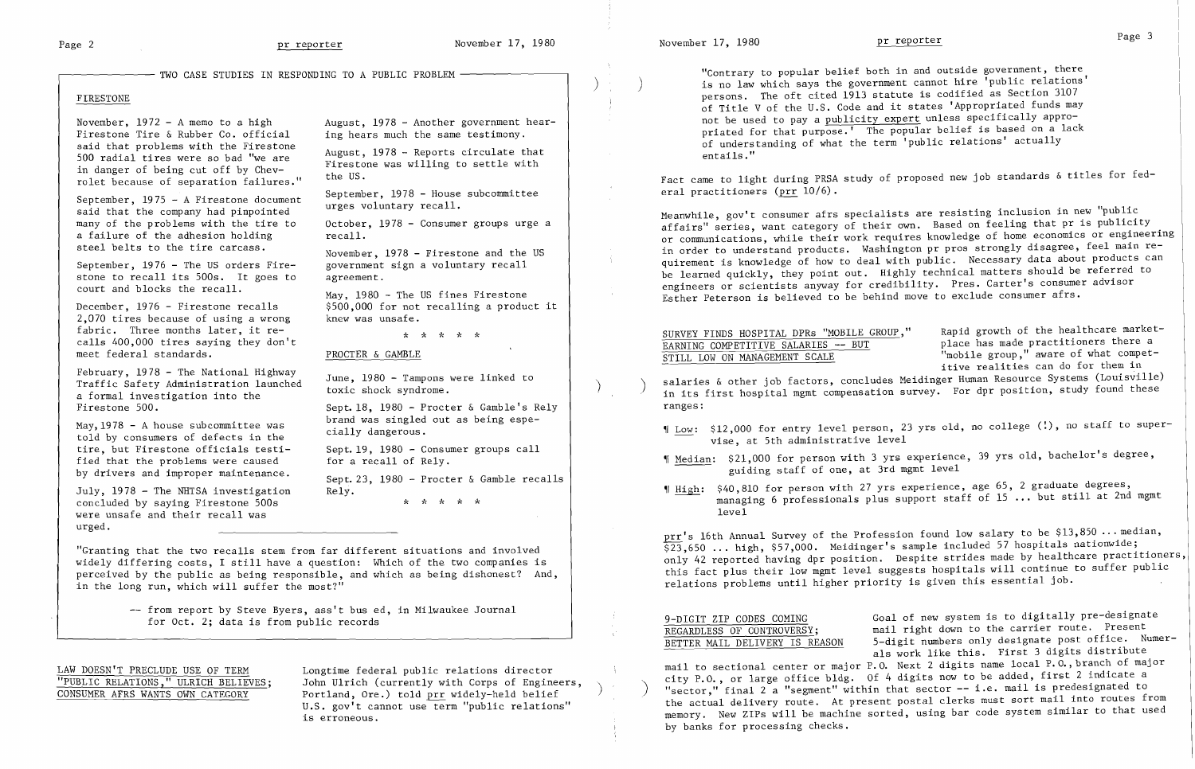## TWO CASE STUDIES IN RESPONDING TO A PUBLIC PROBLEM

### FIRESTONE

November, 1972 - A memo to a high Firestone Tire & Rubber Co. official said that problems with the Firestone 500 radial tires were so bad "we are in danger of being cut off by Chevrolet because of separation failures."

September, 1975 - A Firestone document said that the company had pinpointed many of the problems with the tire to a failure of the adhesion holding steel belts to the tire carcass.

September, 1976 - The US orders Firestone to recall its 500s. It goes to court and blocks the recall.

December, 1976 - Firestone recalls 2,070 tires because of using a wrong fabric. Three months later, it recalls 400,000 tires saying they don't meet federal standards.

February, 1978 - The National Highway Traffic Safety Administration launched a formal investigation into the Firestone 500.

May, 1978 - A house subcommittee was told by consumers of defects in the tire, but Firestone officials testified that the problems were caused by drivers and improper maintenance.

July, 1978 - The NHTSA investigation concluded by saying Firestone 500s were unsafe and their recall was urged.

August, 1978 - Another government hearing hears much the same testimony.

August, 1978 - Reports circulate that Firestone was willing to settle with the US.

September, 1978 - House subcommittee urges voluntary recall.

October, 1978 - Consumer groups urge a recall.

November, 1978 - Firestone and the US government sign a voluntary recall agreement.

May, 1980 - The US fines Firestone $500,000 for not recalling a product it knew was unsafe.

\* \* \* \* \*

### PROCTER & GAMBLE

June, 1980 - Tampons were linked to toxic shock syndrome.

Sept. 18, 1980 - Procter & Gamble's Rely brand was singled out as being especially dangerous.

Sept. 19, 1980 - Consumer groups call for a recall of Rely.

Sept. 23, 1980 - Procter & Gamble recalls Rely.

\* \* \* \* \*

"Granting that the two recalls stem from far different situations and involved widely differing costs, I still have a question: Which of the two companies is perceived by the public as being responsible, and which as being dishonest? And, in the long run, which will suffer the most?"

-- from report by Steve Byers, ass't bus ed, in Milwaukee Journal for Oct. 2; data is from public records

---

LAW DOESN'T PRECLUDE USE OF TERM "PUBLIC RELATIONS," ULRICH BELIEVES; CONSUMER AFRS WANTS OWN CATEGORY

Longtime federal public relations director John Ulrich (currently with Corps of Engineers, Portland, Ore.) told prr widely-held belief U.S. gov't cannot use term "public relations" is erroneous.

"Contrary to popular belief both in and outside government, there is no law which says the government cannot hire 'public relations' persons. The oft cited 1913 statute is codified as Section 3107 of Title V of the U.S. Code and it states 'Appropriated funds may not be used to pay a publicity expert unless specifically appropriated for that purpose.' The popular belief is based on a lack of understanding of what the term 'public relations' actually entails."

Fact came to light during PRSA study of proposed new job standards & titles for federal practitioners (prr 10/6).

Meanwhile, gov't consumer afrs specialists are resisting inclusion in new "public affairs" series, want category of their own. Based on feeling that pr is publicity or communications, while their work requires knowledge of home economics or engineering in order to understand products. Washington pr pros strongly disagree, feel main requirement is knowledge of how to deal with public. Necessary data about products can be learned quickly, they point out. Highly technical matters should be referred to engineers or scientists anyway for credibility. Pres. Carter's consumer advisor Esther Peterson is believed to be behind move to exclude consumer afrs.

SURVEY FINDS HOSPITAL DPRs "MOBILE GROUP," EARNING COMPETITIVE SALARIES -- BUT STILL LOW ON MANAGEMENT SCALE

Rapid growth of the healthcare marketplace has made practitioners there a "mobile group," aware of what competitive realities can do for them in salaries & other job factors, concludes Meidinger Human Resource Systems (Louisville) in its first hospital mgmt compensation survey. For dpr position, study found these ranges:

¶ Low: $12,000 for entry level person, 23 yrs old, no college (!), no staff to supervise, at 5th administrative level

¶ Median: $21,000 for person with 3 yrs experience, 39 yrs old, bachelor's degree, guiding staff of one, at 3rd mgmt level

¶ High: $40,810 for person with 27 yrs experience, age 65, 2 graduate degrees, managing 6 professionals plus support staff of 15 ... but still at 2nd mgmt level

prr's 16th Annual Survey of the Profession found low salary to be $13,850 ... median, $23,650 ... high, $57,000. Meidinger's sample included 57 hospitals nationwide; only 42 reported having dpr position. Despite strides made by healthcare practitioners, this fact plus their low mgmt level suggests hospitals will continue to suffer public relations problems until higher priority is given this essential job.

9-DIGIT ZIP CODES COMING REGARDLESS OF CONTROVERSY; BETTER MAIL DELIVERY IS REASON

Goal of new system is to digitally pre-designate mail right down to the carrier route. Present 5-digit numbers only designate post office. Numerals work like this. First 3 digits distribute mail to sectional center or major P.O. Next 2 digits name local P.O., branch of major city P.O., or large office bldg. Of 4 digits now to be added, first 2 indicate a "sector," final 2 a "segment" within that sector -- i.e. mail is predesignated to the actual delivery route. At present postal clerks must sort mail into routes from memory. New ZIPs will be machine sorted, using bar code system similar to that used by banks for processing checks.